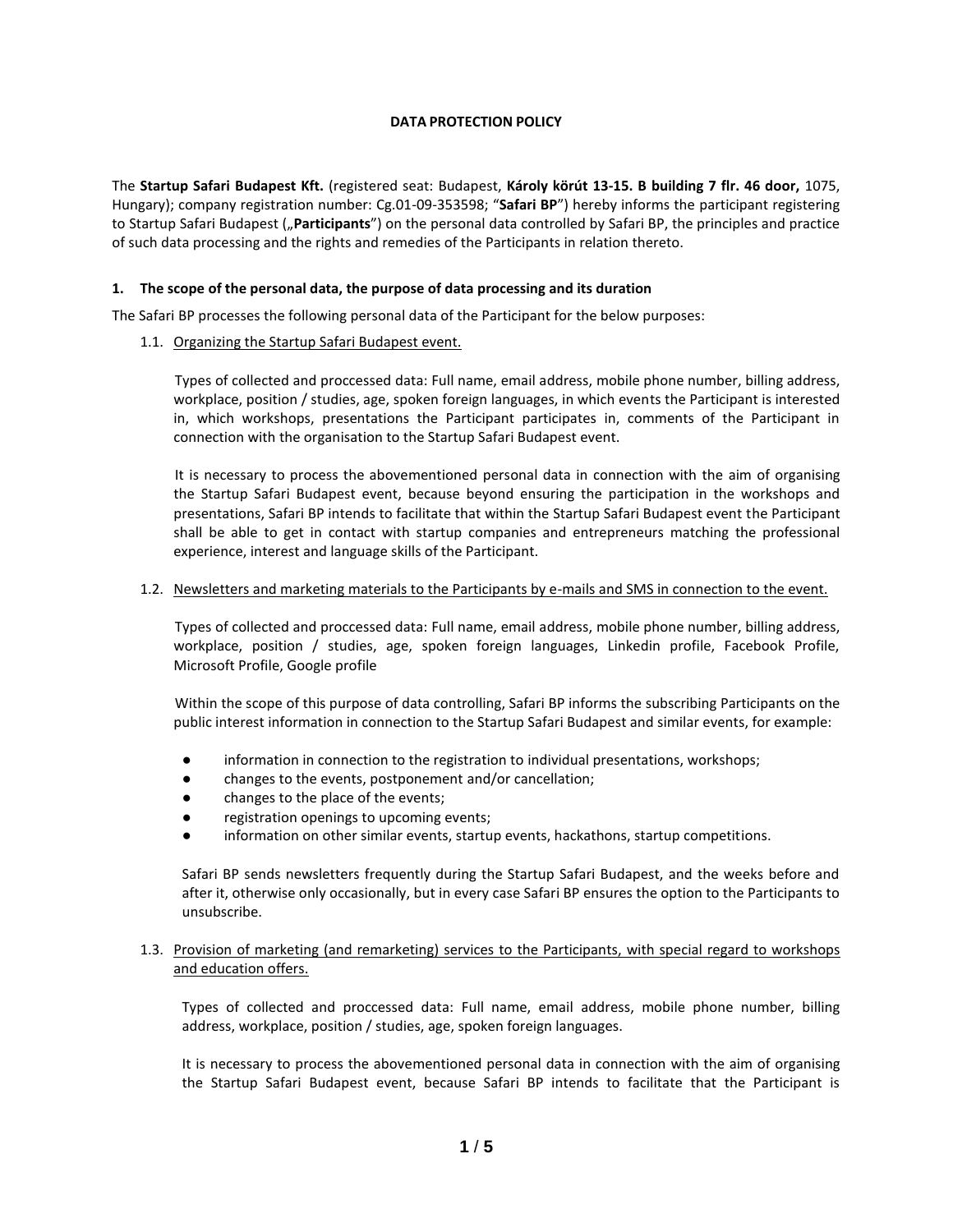**DATA PROTECTION POLICY**

The **Startup Safari Budapest Kft.** (registered seat: Budapest, **Károly körút 13-15. B building 7 flr. 46 door,** 1075, Hungary); company registration number: Cg.01-09-353598; "**Safari BP**") hereby informs the participant registering to Startup Safari Budapest („**Participants**") on the personal data controlled by Safari BP, the principles and practice of such data processing and the rights and remedies of the Participants in relation thereto.

**1. The scope of the personal data, the purpose of data processing and its duration**

The Safari BP processes the following personal data of the Participant for the below purposes:

1.1. Organizing the Startup Safari Budapest event.

Types of collected and proccessed data: Full name, email address, mobile phone number, billing address, workplace, position / studies, age, spoken foreign languages, in which events the Participant is interested in, which workshops, presentations the Participant participates in, comments of the Participant in connection with the organisation to the Startup Safari Budapest event.

It is necessary to process the abovementioned personal data in connection with the aim of organising the Startup Safari Budapest event, because beyond ensuring the participation in the workshops and presentations, Safari BP intends to facilitate that within the Startup Safari Budapest event the Participant shall be able to get in contact with startup companies and entrepreneurs matching the professional experience, interest and language skills of the Participant.

1.2. Newsletters and marketing materials to the Participants by e-mails and SMS in connection to the event.

Types of collected and proccessed data: Full name, email address, mobile phone number, billing address, workplace, position / studies, age, spoken foreign languages, Linkedin profile, Facebook Profile, Microsoft Profile, Google profile

Within the scope of this purpose of data controlling, Safari BP informs the subscribing Participants on the public interest information in connection to the Startup Safari Budapest and similar events, for example:

- information in connection to the registration to individual presentations, workshops;
- changes to the events, postponement and/or cancellation;
- changes to the place of the events;
- registration openings to upcoming events;
- information on other similar events, startup events, hackathons, startup competitions.

Safari BP sends newsletters frequently during the Startup Safari Budapest, and the weeks before and after it, otherwise only occasionally, but in every case Safari BP ensures the option to the Participants to unsubscribe.

1.3. Provision of marketing (and remarketing) services to the Participants, with special regard to workshops and education offers.

Types of collected and proccessed data: Full name, email address, mobile phone number, billing address, workplace, position / studies, age, spoken foreign languages.

It is necessary to process the abovementioned personal data in connection with the aim of organising the Startup Safari Budapest event, because Safari BP intends to facilitate that the Participant is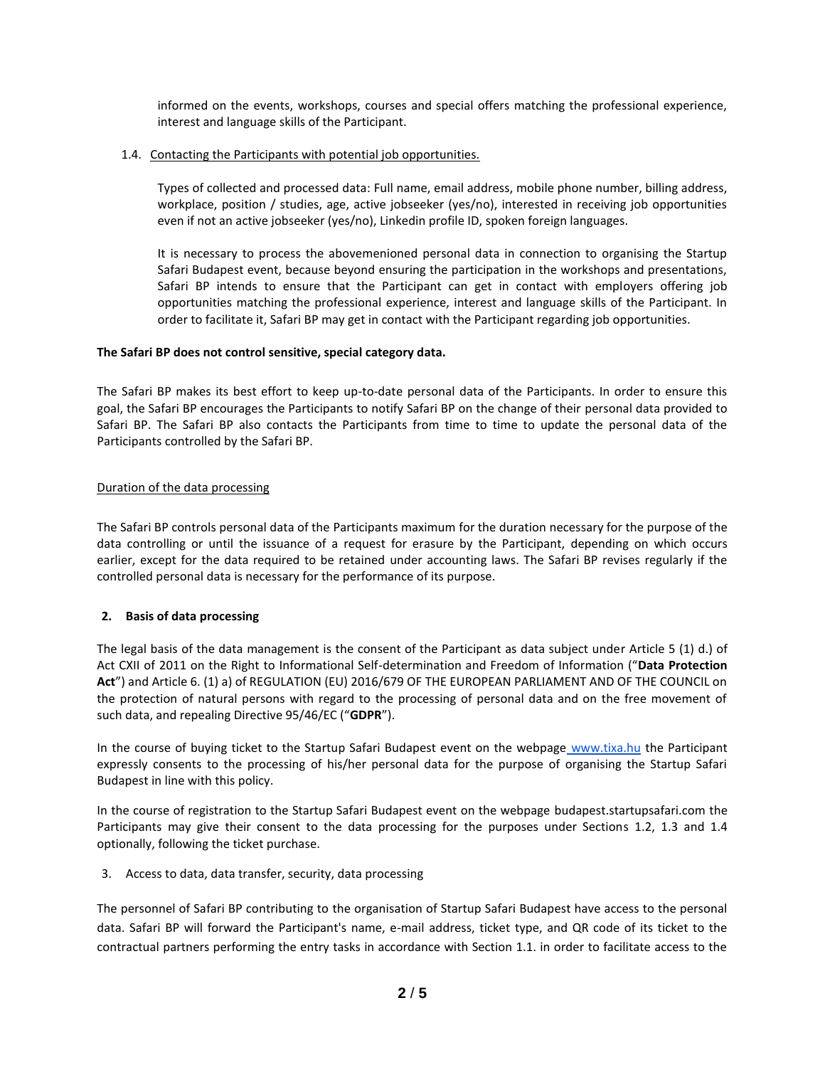informed on the events, workshops, courses and special offers matching the professional experience, interest and language skills of the Participant.

1.4. Contacting the Participants with potential job opportunities.

Types of collected and processed data: Full name, email address, mobile phone number, billing address, workplace, position / studies, age, active jobseeker (yes/no), interested in receiving job opportunities even if not an active jobseeker (yes/no), Linkedin profile ID, spoken foreign languages.

It is necessary to process the abovemenioned personal data in connection to organising the Startup Safari Budapest event, because beyond ensuring the participation in the workshops and presentations, Safari BP intends to ensure that the Participant can get in contact with employers offering job opportunities matching the professional experience, interest and language skills of the Participant. In order to facilitate it, Safari BP may get in contact with the Participant regarding job opportunities.

**The Safari BP does not control sensitive, special category data.**

The Safari BP makes its best effort to keep up-to-date personal data of the Participants. In order to ensure this goal, the Safari BP encourages the Participants to notify Safari BP on the change of their personal data provided to Safari BP. The Safari BP also contacts the Participants from time to time to update the personal data of the Participants controlled by the Safari BP.

Duration of the data processing

The Safari BP controls personal data of the Participants maximum for the duration necessary for the purpose of the data controlling or until the issuance of a request for erasure by the Participant, depending on which occurs earlier, except for the data required to be retained under accounting laws. The Safari BP revises regularly if the controlled personal data is necessary for the performance of its purpose.

## 2. Basis of data processing

The legal basis of the data management is the consent of the Participant as data subject under Article 5 (1) d.) of Act CXII of 2011 on the Right to Informational Self-determination and Freedom of Information ("**Data Protection Act**") and Article 6. (1) a) of REGULATION (EU) 2016/679 OF THE EUROPEAN PARLIAMENT AND OF THE COUNCIL on the protection of natural persons with regard to the processing of personal data and on the free movement of such data, and repealing Directive 95/46/EC ("**GDPR**").

In the course of buying ticket to the Startup Safari Budapest event on the webpage www.tixa.hu the Participant expressly consents to the processing of his/her personal data for the purpose of organising the Startup Safari Budapest in line with this policy.

In the course of registration to the Startup Safari Budapest event on the webpage budapest.startupsafari.com the Participants may give their consent to the data processing for the purposes under Sections 1.2, 1.3 and 1.4 optionally, following the ticket purchase.

## 3. Access to data, data transfer, security, data processing

The personnel of Safari BP contributing to the organisation of Startup Safari Budapest have access to the personal data. Safari BP will forward the Participant's name, e-mail address, ticket type, and QR code of its ticket to the contractual partners performing the entry tasks in accordance with Section 1.1. in order to facilitate access to the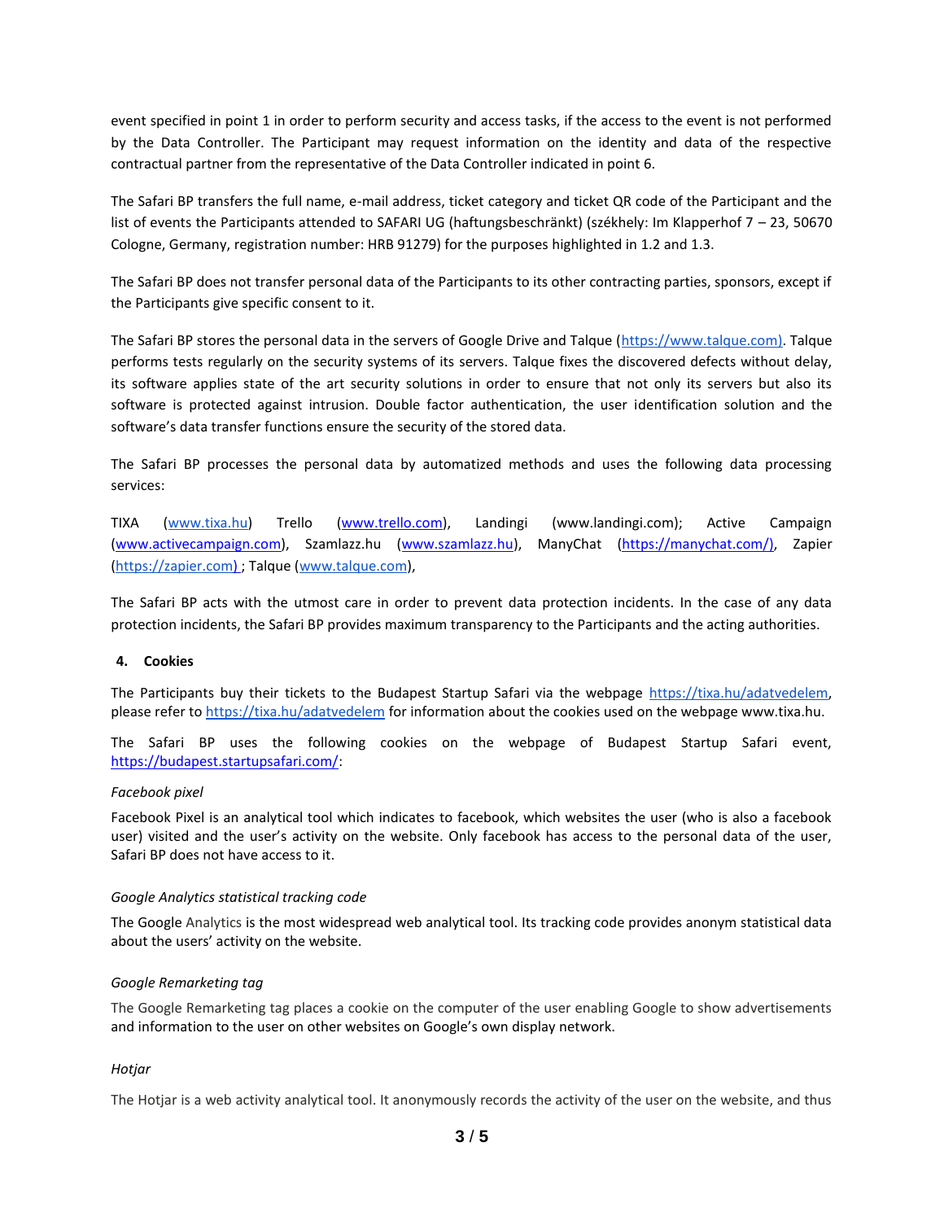event specified in point 1 in order to perform security and access tasks, if the access to the event is not performed by the Data Controller. The Participant may request information on the identity and data of the respective contractual partner from the representative of the Data Controller indicated in point 6.

The Safari BP transfers the full name, e-mail address, ticket category and ticket QR code of the Participant and the list of events the Participants attended to SAFARI UG (haftungsbeschränkt) (székhely: Im Klapperhof 7 – 23, 50670 Cologne, Germany, registration number: HRB 91279) for the purposes highlighted in 1.2 and 1.3.

The Safari BP does not transfer personal data of the Participants to its other contracting parties, sponsors, except if the Participants give specific consent to it.

The Safari BP stores the personal data in the servers of Google Drive and Talque (https://www.talque.com). Talque performs tests regularly on the security systems of its servers. Talque fixes the discovered defects without delay, its software applies state of the art security solutions in order to ensure that not only its servers but also its software is protected against intrusion. Double factor authentication, the user identification solution and the software's data transfer functions ensure the security of the stored data.

The Safari BP processes the personal data by automatized methods and uses the following data processing services:

TIXA (www.tixa.hu) Trello (www.trello.com), Landingi (www.landingi.com); Active Campaign (www.activecampaign.com), Szamlazz.hu (www.szamlazz.hu), ManyChat (https://manychat.com/), Zapier (https://zapier.com) ; Talque (www.talque.com),

The Safari BP acts with the utmost care in order to prevent data protection incidents. In the case of any data protection incidents, the Safari BP provides maximum transparency to the Participants and the acting authorities.

## 4. Cookies

The Participants buy their tickets to the Budapest Startup Safari via the webpage https://tixa.hu/adatvedelem, please refer to https://tixa.hu/adatvedelem for information about the cookies used on the webpage www.tixa.hu.

The Safari BP uses the following cookies on the webpage of Budapest Startup Safari event, https://budapest.startupsafari.com/:

*Facebook pixel*

Facebook Pixel is an analytical tool which indicates to facebook, which websites the user (who is also a facebook user) visited and the user's activity on the website. Only facebook has access to the personal data of the user, Safari BP does not have access to it.

*Google Analytics statistical tracking code*

The Google Analytics is the most widespread web analytical tool. Its tracking code provides anonym statistical data about the users' activity on the website.

*Google Remarketing tag*

The Google Remarketing tag places a cookie on the computer of the user enabling Google to show advertisements and information to the user on other websites on Google's own display network.

*Hotjar*

The Hotjar is a web activity analytical tool. It anonymously records the activity of the user on the website, and thus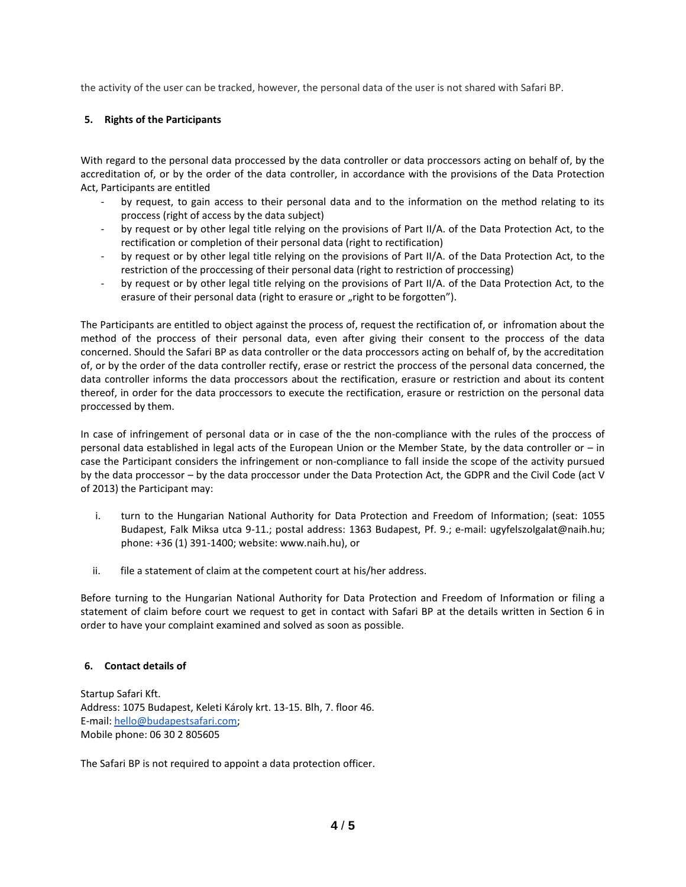the activity of the user can be tracked, however, the personal data of the user is not shared with Safari BP.

## 5. Rights of the Participants

With regard to the personal data proccessed by the data controller or data proccessors acting on behalf of, by the accreditation of, or by the order of the data controller, in accordance with the provisions of the Data Protection Act, Participants are entitled

- by request, to gain access to their personal data and to the information on the method relating to its proccess (right of access by the data subject)
- by request or by other legal title relying on the provisions of Part II/A. of the Data Protection Act, to the rectification or completion of their personal data (right to rectification)
- by request or by other legal title relying on the provisions of Part II/A. of the Data Protection Act, to the restriction of the proccessing of their personal data (right to restriction of proccessing)
- by request or by other legal title relying on the provisions of Part II/A. of the Data Protection Act, to the erasure of their personal data (right to erasure or „right to be forgotten").

The Participants are entitled to object against the process of, request the rectification of, or infromation about the method of the proccess of their personal data, even after giving their consent to the proccess of the data concerned. Should the Safari BP as data controller or the data proccessors acting on behalf of, by the accreditation of, or by the order of the data controller rectify, erase or restrict the proccess of the personal data concerned, the data controller informs the data proccessors about the rectification, erasure or restriction and about its content thereof, in order for the data proccessors to execute the rectification, erasure or restriction on the personal data proccessed by them.

In case of infringement of personal data or in case of the the non-compliance with the rules of the proccess of personal data established in legal acts of the European Union or the Member State, by the data controller or – in case the Participant considers the infringement or non-compliance to fall inside the scope of the activity pursued by the data proccessor – by the data proccessor under the Data Protection Act, the GDPR and the Civil Code (act V of 2013) the Participant may:

i. turn to the Hungarian National Authority for Data Protection and Freedom of Information; (seat: 1055 Budapest, Falk Miksa utca 9-11.; postal address: 1363 Budapest, Pf. 9.; e-mail: ugyfelszolgalat@naih.hu; phone: +36 (1) 391-1400; website: www.naih.hu), or

ii. file a statement of claim at the competent court at his/her address.

Before turning to the Hungarian National Authority for Data Protection and Freedom of Information or filing a statement of claim before court we request to get in contact with Safari BP at the details written in Section 6 in order to have your complaint examined and solved as soon as possible.

## 6. Contact details of

Startup Safari Kft.
Address: 1075 Budapest, Keleti Károly krt. 13-15. Blh, 7. floor 46.
E-mail: hello@budapestsafari.com;
Mobile phone: 06 30 2 805605

The Safari BP is not required to appoint a data protection officer.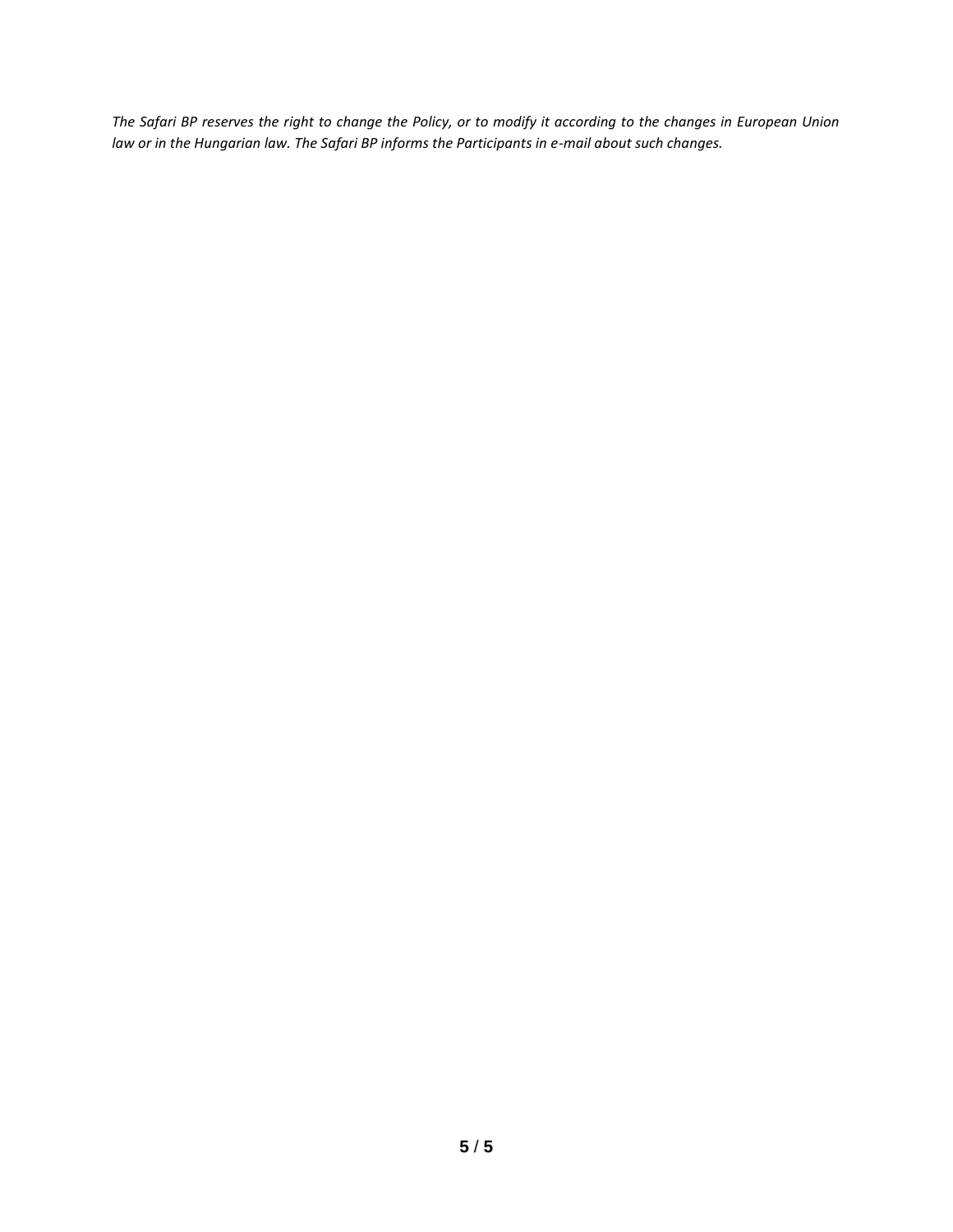*The Safari BP reserves the right to change the Policy, or to modify it according to the changes in European Union law or in the Hungarian law. The Safari BP informs the Participants in e-mail about such changes.*